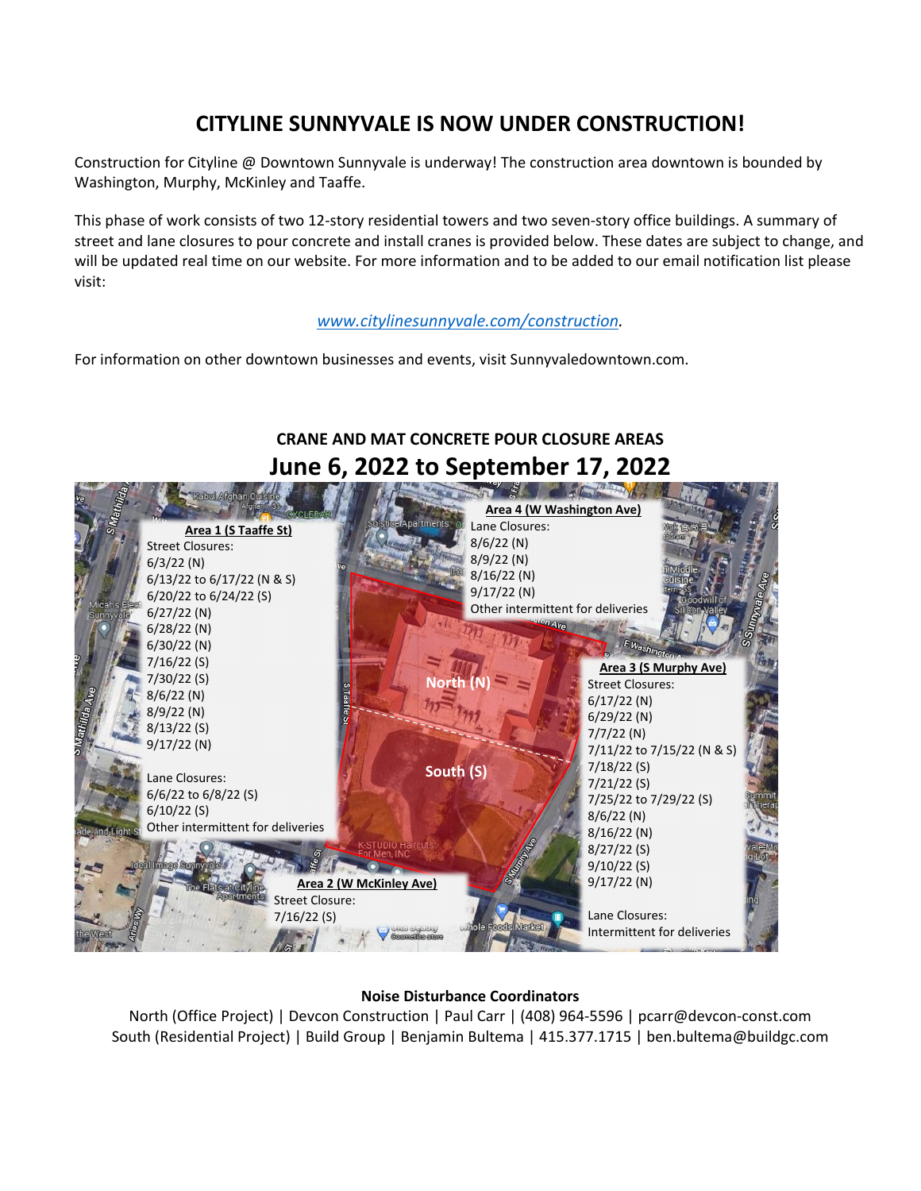# CITYLINE SUNNYVALE IS NOW UNDER CONSTRUCTION!

Construction for Cityline @ Downtown Sunnyvale is underway! The construction area downtown is bounded by Washington, Murphy, McKinley and Taaffe.

This phase of work consists of two 12-story residential towers and two seven-story office buildings. A summary of street and lane closures to pour concrete and install cranes is provided below. These dates are subject to change, and will be updated real time on our website. For more information and to be added to our email notification list please visit:

*www.citylinesunnyvale.com/construction.*

For information on other downtown businesses and events, visit Sunnyvaledowntown.com.

## CRANE AND MAT CONCRETE POUR CLOSURE AREAS

## June 6, 2022 to September 17, 2022

**Area 1 (S Taaffe St)**

Street Closures:
6/3/22 (N)
6/13/22 to 6/17/22 (N & S)
6/20/22 to 6/24/22 (S)
6/27/22 (N)
6/28/22 (N)
6/30/22 (N)
7/16/22 (S)
7/30/22 (S)
8/6/22 (N)
8/9/22 (N)
8/13/22 (S)
9/17/22 (N)

Lane Closures:
6/6/22 to 6/8/22 (S)
6/10/22 (S)
Other intermittent for deliveries

**Area 2 (W McKinley Ave)**

Street Closure:
7/16/22 (S)

**Area 3 (S Murphy Ave)**

Street Closures:
6/17/22 (N)
6/29/22 (N)
7/7/22 (N)
7/11/22 to 7/15/22 (N & S)
7/18/22 (S)
7/21/22 (S)
7/25/22 to 7/29/22 (S)
8/6/22 (N)
8/16/22 (N)
8/27/22 (S)
9/10/22 (S)
9/17/22 (N)

Lane Closures:
Intermittent for deliveries

**Area 4 (W Washington Ave)**

Lane Closures:
8/6/22 (N)
8/9/22 (N)
8/16/22 (N)
9/17/22 (N)
Other intermittent for deliveries

North (N)

South (S)

**Noise Disturbance Coordinators**

North (Office Project) | Devcon Construction | Paul Carr | (408) 964-5596 | pcarr@devcon-const.com
South (Residential Project) | Build Group | Benjamin Bultema | 415.377.1715 | ben.bultema@buildgc.com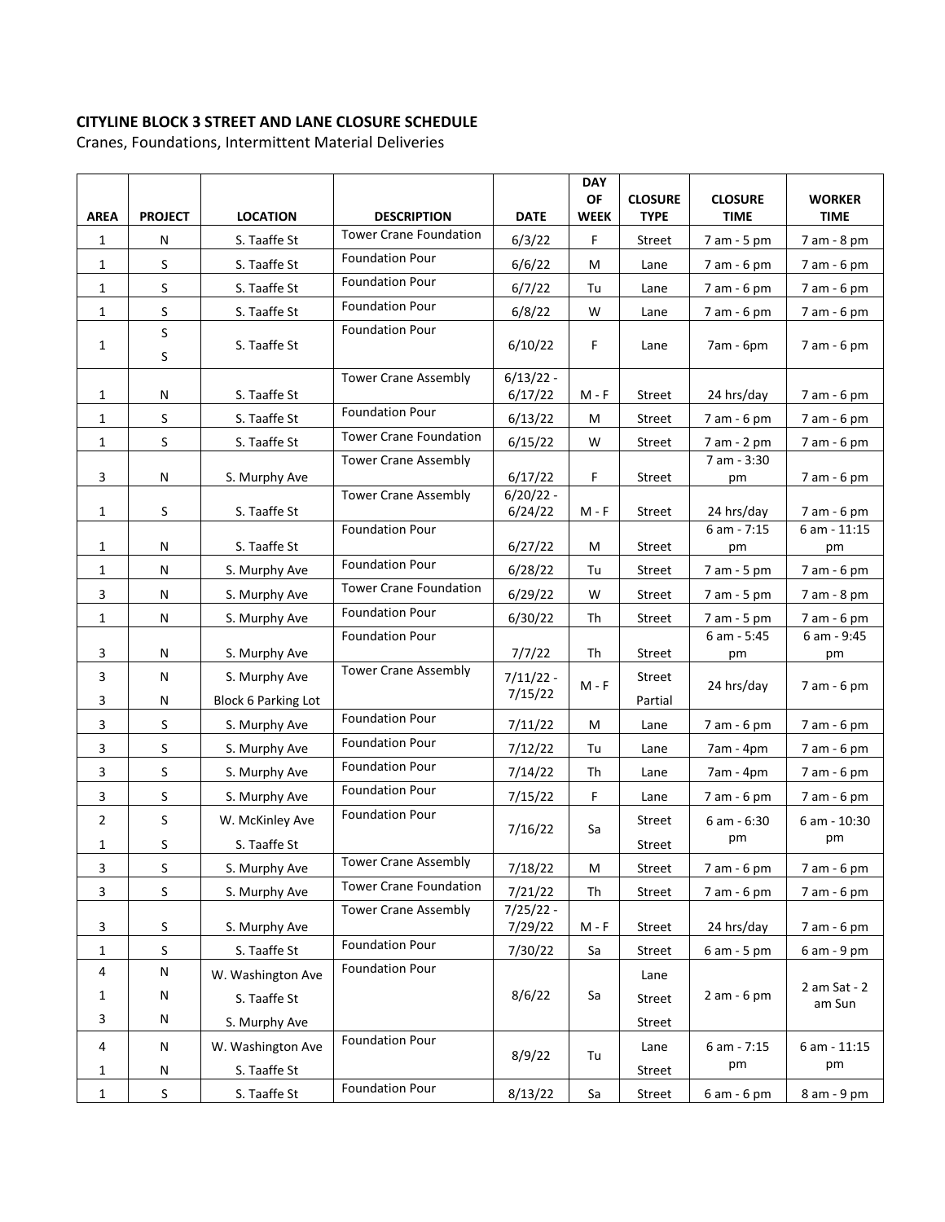**CITYLINE BLOCK 3 STREET AND LANE CLOSURE SCHEDULE**

Cranes, Foundations, Intermittent Material Deliveries

| AREA | PROJECT | LOCATION | DESCRIPTION | DATE | DAY OF WEEK | CLOSURE TYPE | CLOSURE TIME | WORKER TIME |
|---|---|---|---|---|---|---|---|---|
| 1 | N | S. Taaffe St | Tower Crane Foundation | 6/3/22 | F | Street | 7 am - 5 pm | 7 am - 8 pm |
| 1 | S | S. Taaffe St | Foundation Pour | 6/6/22 | M | Lane | 7 am - 6 pm | 7 am - 6 pm |
| 1 | S | S. Taaffe St | Foundation Pour | 6/7/22 | Tu | Lane | 7 am - 6 pm | 7 am - 6 pm |
| 1 | S | S. Taaffe St | Foundation Pour | 6/8/22 | W | Lane | 7 am - 6 pm | 7 am - 6 pm |
| 1 | S<br>S | S. Taaffe St | Foundation Pour | 6/10/22 | F | Lane | 7am - 6pm | 7 am - 6 pm |
| 1 | N | S. Taaffe St | Tower Crane Assembly | 6/13/22 - 6/17/22 | M - F | Street | 24 hrs/day | 7 am - 6 pm |
| 1 | S | S. Taaffe St | Foundation Pour | 6/13/22 | M | Street | 7 am - 6 pm | 7 am - 6 pm |
| 1 | S | S. Taaffe St | Tower Crane Foundation | 6/15/22 | W | Street | 7 am - 2 pm | 7 am - 6 pm |
| 3 | N | S. Murphy Ave | Tower Crane Assembly | 6/17/22 | F | Street | 7 am - 3:30 pm | 7 am - 6 pm |
| 1 | S | S. Taaffe St | Tower Crane Assembly | 6/20/22 - 6/24/22 | M - F | Street | 24 hrs/day | 7 am - 6 pm |
| 1 | N | S. Taaffe St | Foundation Pour | 6/27/22 | M | Street | 6 am - 7:15 pm | 6 am - 11:15 pm |
| 1 | N | S. Murphy Ave | Foundation Pour | 6/28/22 | Tu | Street | 7 am - 5 pm | 7 am - 6 pm |
| 3 | N | S. Murphy Ave | Tower Crane Foundation | 6/29/22 | W | Street | 7 am - 5 pm | 7 am - 8 pm |
| 1 | N | S. Murphy Ave | Foundation Pour | 6/30/22 | Th | Street | 7 am - 5 pm | 7 am - 6 pm |
| 3 | N | S. Murphy Ave | Foundation Pour | 7/7/22 | Th | Street | 6 am - 5:45 pm | 6 am - 9:45 pm |
| 3<br>3 | N<br>N | S. Murphy Ave<br>Block 6 Parking Lot | Tower Crane Assembly | 7/11/22 - 7/15/22 | M - F | Street<br>Partial | 24 hrs/day | 7 am - 6 pm |
| 3 | S | S. Murphy Ave | Foundation Pour | 7/11/22 | M | Lane | 7 am - 6 pm | 7 am - 6 pm |
| 3 | S | S. Murphy Ave | Foundation Pour | 7/12/22 | Tu | Lane | 7am - 4pm | 7 am - 6 pm |
| 3 | S | S. Murphy Ave | Foundation Pour | 7/14/22 | Th | Lane | 7am - 4pm | 7 am - 6 pm |
| 3 | S | S. Murphy Ave | Foundation Pour | 7/15/22 | F | Lane | 7 am - 6 pm | 7 am - 6 pm |
| 2<br>1 | S<br>S | W. McKinley Ave<br>S. Taaffe St | Foundation Pour | 7/16/22 | Sa | Street<br>Street | 6 am - 6:30 pm | 6 am - 10:30 pm |
| 3 | S | S. Murphy Ave | Tower Crane Assembly | 7/18/22 | M | Street | 7 am - 6 pm | 7 am - 6 pm |
| 3 | S | S. Murphy Ave | Tower Crane Foundation | 7/21/22 | Th | Street | 7 am - 6 pm | 7 am - 6 pm |
| 3 | S | S. Murphy Ave | Tower Crane Assembly | 7/25/22 - 7/29/22 | M - F | Street | 24 hrs/day | 7 am - 6 pm |
| 1 | S | S. Taaffe St | Foundation Pour | 7/30/22 | Sa | Street | 6 am - 5 pm | 6 am - 9 pm |
| 4<br>1<br>3 | N<br>N<br>N | W. Washington Ave<br>S. Taaffe St<br>S. Murphy Ave | Foundation Pour | 8/6/22 | Sa | Lane<br>Street<br>Street | 2 am - 6 pm | 2 am Sat - 2 am Sun |
| 4<br>1 | N<br>N | W. Washington Ave<br>S. Taaffe St | Foundation Pour | 8/9/22 | Tu | Lane<br>Street | 6 am - 7:15 pm | 6 am - 11:15 pm |
| 1 | S | S. Taaffe St | Foundation Pour | 8/13/22 | Sa | Street | 6 am - 6 pm | 8 am - 9 pm |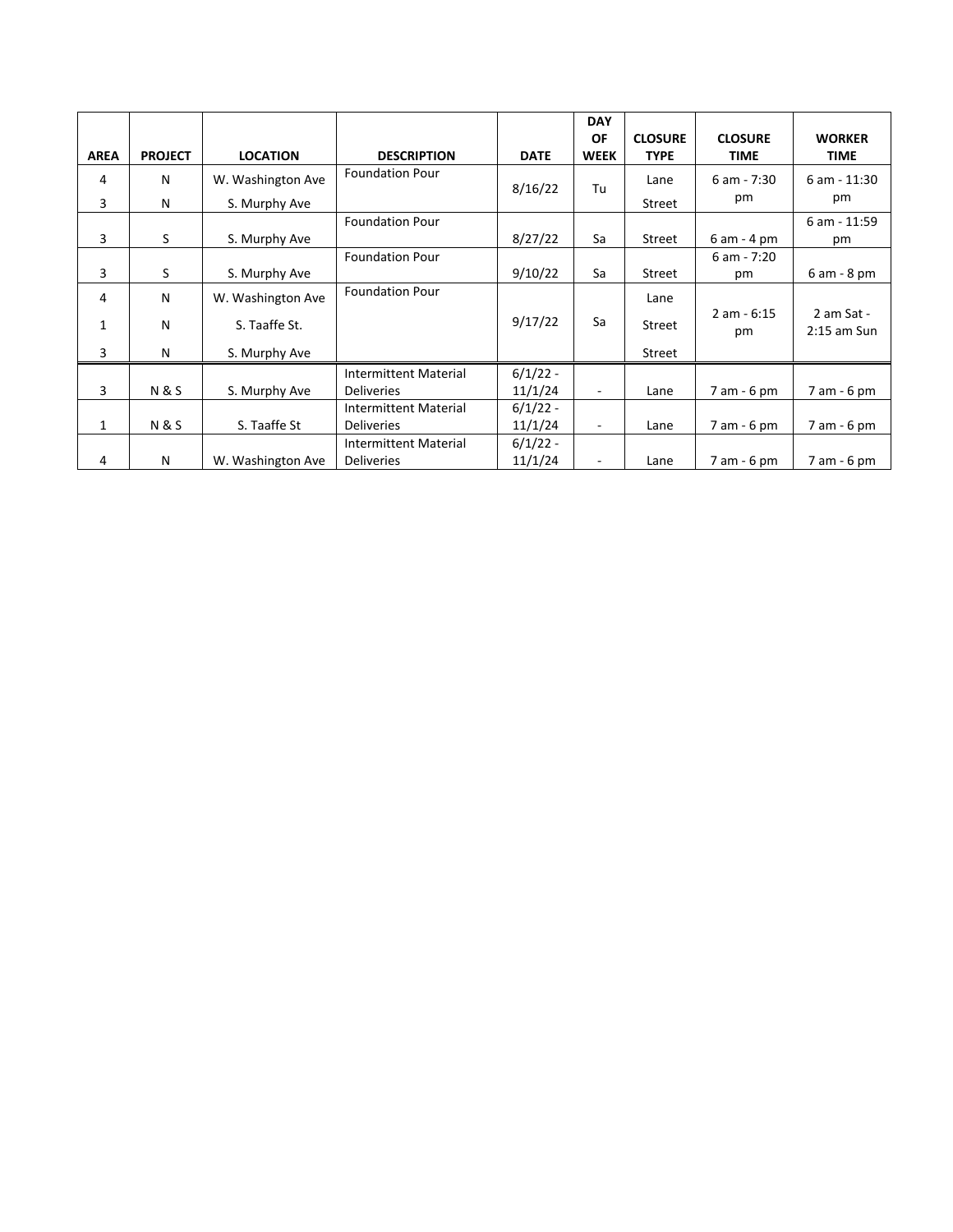| AREA | PROJECT | LOCATION | DESCRIPTION | DATE | DAY OF WEEK | CLOSURE TYPE | CLOSURE TIME | WORKER TIME |
|---|---|---|---|---|---|---|---|---|
| 4 | N | W. Washington Ave | Foundation Pour | 8/16/22 | Tu | Lane | 6 am - 7:30 pm | 6 am - 11:30 pm |
| 3 | N | S. Murphy Ave | | | | Street | | |
| 3 | S | S. Murphy Ave | Foundation Pour | 8/27/22 | Sa | Street | 6 am - 4 pm | 6 am - 11:59 pm |
| 3 | S | S. Murphy Ave | Foundation Pour | 9/10/22 | Sa | Street | 6 am - 7:20 pm | 6 am - 8 pm |
| 4 | N | W. Washington Ave | Foundation Pour | 9/17/22 | Sa | Lane | 2 am - 6:15 pm | 2 am Sat - 2:15 am Sun |
| 1 | N | S. Taaffe St. | | | | Street | | |
| 3 | N | S. Murphy Ave | | | | Street | | |
| 3 | N & S | S. Murphy Ave | Intermittent Material Deliveries | 6/1/22 - 11/1/24 | - | Lane | 7 am - 6 pm | 7 am - 6 pm |
| 1 | N & S | S. Taaffe St | Intermittent Material Deliveries | 6/1/22 - 11/1/24 | - | Lane | 7 am - 6 pm | 7 am - 6 pm |
| 4 | N | W. Washington Ave | Intermittent Material Deliveries | 6/1/22 - 11/1/24 | - | Lane | 7 am - 6 pm | 7 am - 6 pm |